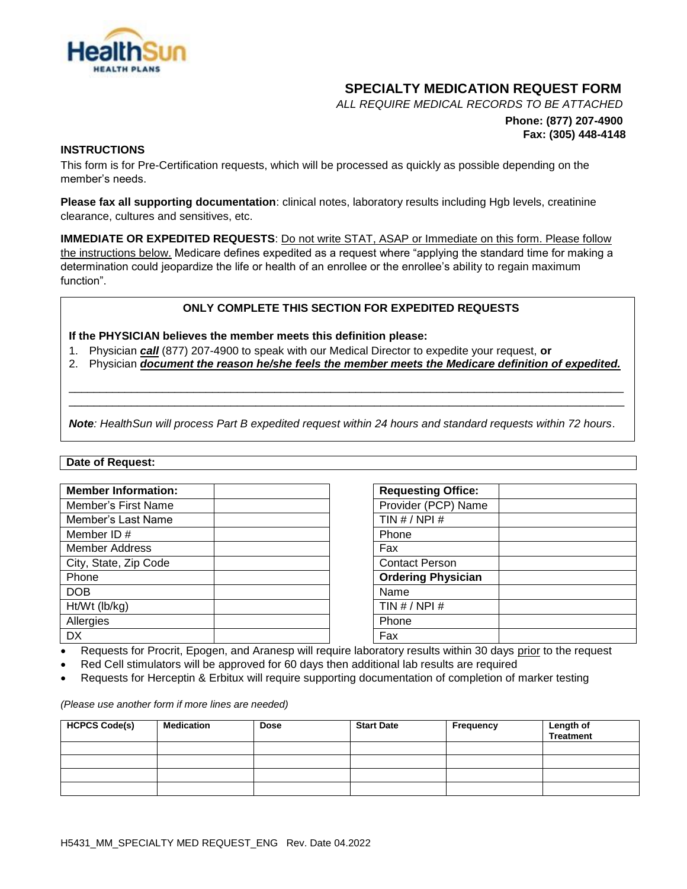HealthSun
HEALTH PLANS

# SPECIALTY MEDICATION REQUEST FORM

*ALL REQUIRE MEDICAL RECORDS TO BE ATTACHED*

**Phone: (877) 207-4900**
**Fax: (305) 448-4148**

## INSTRUCTIONS

This form is for Pre-Certification requests, which will be processed as quickly as possible depending on the member's needs.

**Please fax all supporting documentation**: clinical notes, laboratory results including Hgb levels, creatinine clearance, cultures and sensitives, etc.

**IMMEDIATE OR EXPEDITED REQUESTS**: Do not write STAT, ASAP or Immediate on this form. Please follow the instructions below. Medicare defines expedited as a request where "applying the standard time for making a determination could jeopardize the life or health of an enrollee or the enrollee's ability to regain maximum function".

**ONLY COMPLETE THIS SECTION FOR EXPEDITED REQUESTS**

**If the PHYSICIAN believes the member meets this definition please:**

1. Physician ***call*** (877) 207-4900 to speak with our Medical Director to expedite your request, **or**
2. Physician ***document the reason he/she feels the member meets the Medicare definition of expedited.***

_______________________________________________________________________________

_______________________________________________________________________________

***Note**: HealthSun will process Part B expedited request within 24 hours and standard requests within 72 hours*.

**Date of Request:**

| **Member Information:** | |
|---|---|
| Member's First Name | |
| Member's Last Name | |
| Member ID # | |
| Member Address | |
| City, State, Zip Code | |
| Phone | |
| DOB | |
| Ht/Wt (lb/kg) | |
| Allergies | |
| DX | |

| **Requesting Office:** | |
|---|---|
| Provider (PCP) Name | |
| TIN # / NPI # | |
| Phone | |
| Fax | |
| Contact Person | |
| **Ordering Physician** | |
| Name | |
| TIN # / NPI # | |
| Phone | |
| Fax | |

- Requests for Procrit, Epogen, and Aranesp will require laboratory results within 30 days prior to the request
- Red Cell stimulators will be approved for 60 days then additional lab results are required
- Requests for Herceptin & Erbitux will require supporting documentation of completion of marker testing

*(Please use another form if more lines are needed)*

| HCPCS Code(s) | Medication | Dose | Start Date | Frequency | Length of Treatment |
|---|---|---|---|---|---|
| | | | | | |
| | | | | | |
| | | | | | |
| | | | | | |

H5431_MM_SPECIALTY MED REQUEST_ENG Rev. Date 04.2022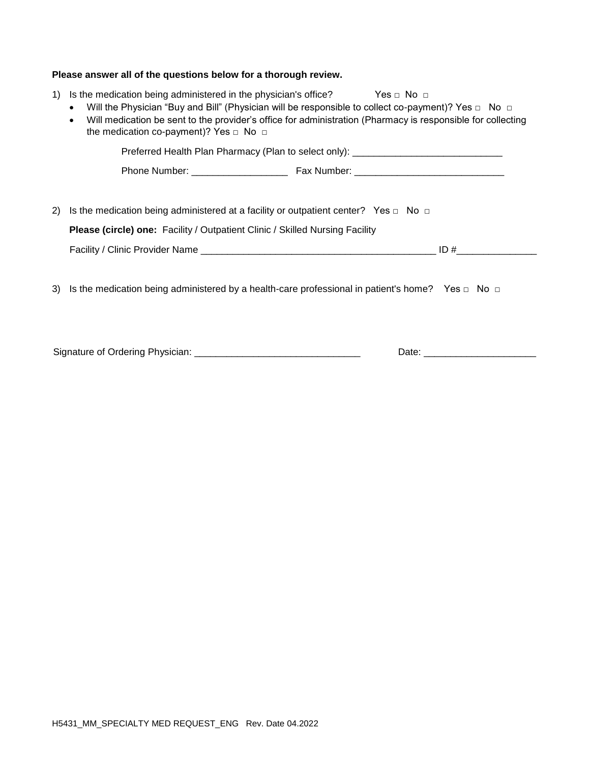**Please answer all of the questions below for a thorough review.**

1) Is the medication being administered in the physician's office? Yes □ No □
   - Will the Physician "Buy and Bill" (Physician will be responsible to collect co-payment)? Yes □ No □
   - Will medication be sent to the provider's office for administration (Pharmacy is responsible for collecting the medication co-payment)? Yes □ No □

   Preferred Health Plan Pharmacy (Plan to select only): ____________________________

   Phone Number: __________________ Fax Number: ____________________________

2) Is the medication being administered at a facility or outpatient center? Yes □ No □

   **Please (circle) one:** Facility / Outpatient Clinic / Skilled Nursing Facility

   Facility / Clinic Provider Name ____________________________________________ ID #_______________

3) Is the medication being administered by a health-care professional in patient's home? Yes □ No □

Signature of Ordering Physician: _______________________________ Date: _____________________

H5431_MM_SPECIALTY MED REQUEST_ENG Rev. Date 04.2022